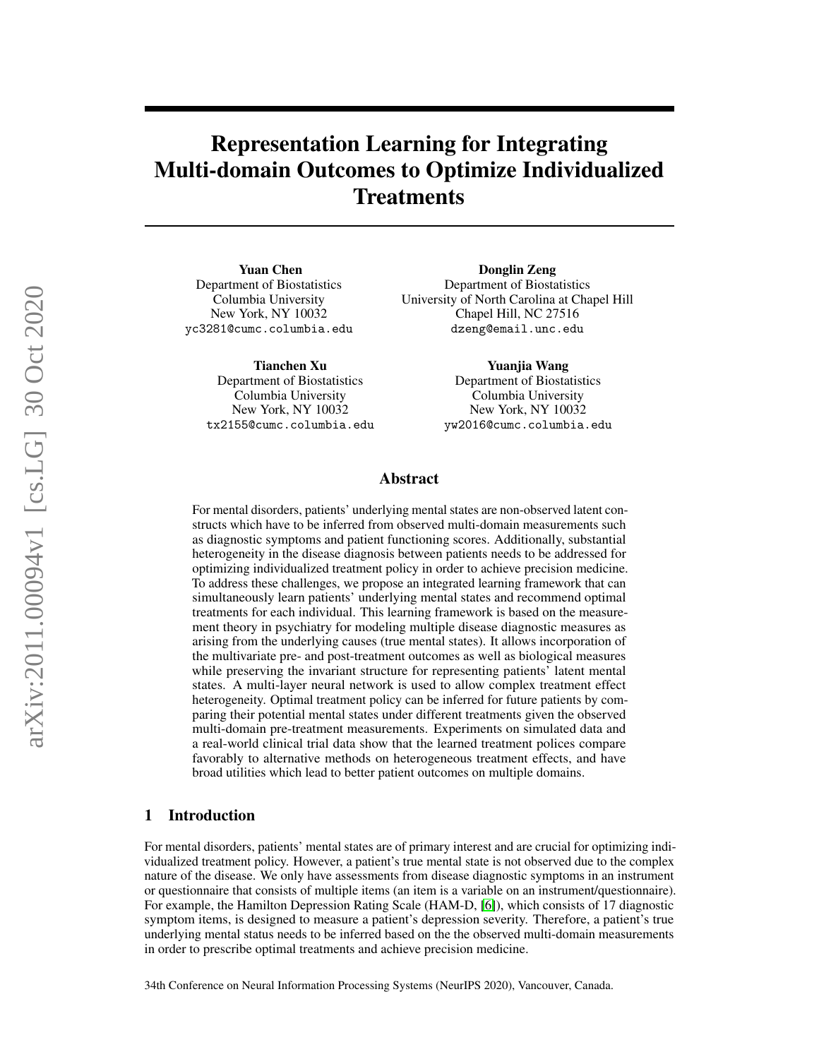# Representation Learning for Integrating Multi-domain Outcomes to Optimize Individualized Treatments

**Yuan Chen**
Department of Biostatistics
Columbia University
New York, NY 10032
yc3281@cumc.columbia.edu

**Donglin Zeng**
Department of Biostatistics
University of North Carolina at Chapel Hill
Chapel Hill, NC 27516
dzeng@email.unc.edu

**Tianchen Xu**
Department of Biostatistics
Columbia University
New York, NY 10032
tx2155@cumc.columbia.edu

**Yuanjia Wang**
Department of Biostatistics
Columbia University
New York, NY 10032
yw2016@cumc.columbia.edu

## Abstract

For mental disorders, patients' underlying mental states are non-observed latent constructs which have to be inferred from observed multi-domain measurements such as diagnostic symptoms and patient functioning scores. Additionally, substantial heterogeneity in the disease diagnosis between patients needs to be addressed for optimizing individualized treatment policy in order to achieve precision medicine. To address these challenges, we propose an integrated learning framework that can simultaneously learn patients' underlying mental states and recommend optimal treatments for each individual. This learning framework is based on the measurement theory in psychiatry for modeling multiple disease diagnostic measures as arising from the underlying causes (true mental states). It allows incorporation of the multivariate pre- and post-treatment outcomes as well as biological measures while preserving the invariant structure for representing patients' latent mental states. A multi-layer neural network is used to allow complex treatment effect heterogeneity. Optimal treatment policy can be inferred for future patients by comparing their potential mental states under different treatments given the observed multi-domain pre-treatment measurements. Experiments on simulated data and a real-world clinical trial data show that the learned treatment polices compare favorably to alternative methods on heterogeneous treatment effects, and have broad utilities which lead to better patient outcomes on multiple domains.

## 1 Introduction

For mental disorders, patients' mental states are of primary interest and are crucial for optimizing individualized treatment policy. However, a patient's true mental state is not observed due to the complex nature of the disease. We only have assessments from disease diagnostic symptoms in an instrument or questionnaire that consists of multiple items (an item is a variable on an instrument/questionnaire). For example, the Hamilton Depression Rating Scale (HAM-D, [6]), which consists of 17 diagnostic symptom items, is designed to measure a patient's depression severity. Therefore, a patient's true underlying mental status needs to be inferred based on the the observed multi-domain measurements in order to prescribe optimal treatments and achieve precision medicine.

34th Conference on Neural Information Processing Systems (NeurIPS 2020), Vancouver, Canada.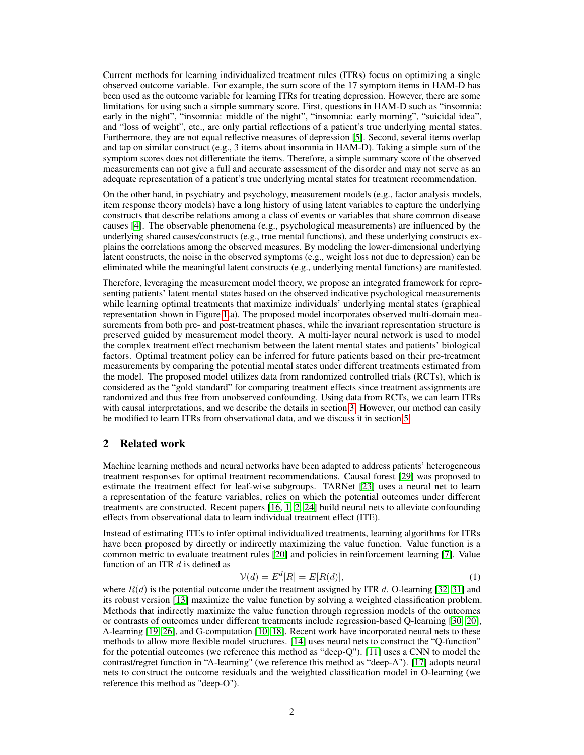Current methods for learning individualized treatment rules (ITRs) focus on optimizing a single observed outcome variable. For example, the sum score of the 17 symptom items in HAM-D has been used as the outcome variable for learning ITRs for treating depression. However, there are some limitations for using such a simple summary score. First, questions in HAM-D such as "insomnia: early in the night", "insomnia: middle of the night", "insomnia: early morning", "suicidal idea", and "loss of weight", etc., are only partial reflections of a patient's true underlying mental states. Furthermore, they are not equal reflective measures of depression [5]. Second, several items overlap and tap on similar construct (e.g., 3 items about insomnia in HAM-D). Taking a simple sum of the symptom scores does not differentiate the items. Therefore, a simple summary score of the observed measurements can not give a full and accurate assessment of the disorder and may not serve as an adequate representation of a patient's true underlying mental states for treatment recommendation.

On the other hand, in psychiatry and psychology, measurement models (e.g., factor analysis models, item response theory models) have a long history of using latent variables to capture the underlying constructs that describe relations among a class of events or variables that share common disease causes [4]. The observable phenomena (e.g., psychological measurements) are influenced by the underlying shared causes/constructs (e.g., true mental functions), and these underlying constructs explains the correlations among the observed measures. By modeling the lower-dimensional underlying latent constructs, the noise in the observed symptoms (e.g., weight loss not due to depression) can be eliminated while the meaningful latent constructs (e.g., underlying mental functions) are manifested.

Therefore, leveraging the measurement model theory, we propose an integrated framework for representing patients' latent mental states based on the observed indicative psychological measurements while learning optimal treatments that maximize individuals' underlying mental states (graphical representation shown in Figure 1 a). The proposed model incorporates observed multi-domain measurements from both pre- and post-treatment phases, while the invariant representation structure is preserved guided by measurement model theory. A multi-layer neural network is used to model the complex treatment effect mechanism between the latent mental states and patients' biological factors. Optimal treatment policy can be inferred for future patients based on their pre-treatment measurements by comparing the potential mental states under different treatments estimated from the model. The proposed model utilizes data from randomized controlled trials (RCTs), which is considered as the "gold standard" for comparing treatment effects since treatment assignments are randomized and thus free from unobserved confounding. Using data from RCTs, we can learn ITRs with causal interpretations, and we describe the details in section 3. However, our method can easily be modified to learn ITRs from observational data, and we discuss it in section 5.

## 2 Related work

Machine learning methods and neural networks have been adapted to address patients' heterogeneous treatment responses for optimal treatment recommendations. Causal forest [29] was proposed to estimate the treatment effect for leaf-wise subgroups. TARNet [23] uses a neural net to learn a representation of the feature variables, relies on which the potential outcomes under different treatments are constructed. Recent papers [16, 1, 2, 24] build neural nets to alleviate confounding effects from observational data to learn individual treatment effect (ITE).

Instead of estimating ITEs to infer optimal individualized treatments, learning algorithms for ITRs have been proposed by directly or indirectly maximizing the value function. Value function is a common metric to evaluate treatment rules [20] and policies in reinforcement learning [7]. Value function of an ITR $d$ is defined as

$$\mathcal{V}(d) = E^d[R] = E[R(d)], \tag{1}$$

where $R(d)$ is the potential outcome under the treatment assigned by ITR $d$. O-learning [32, 31] and its robust version [13] maximize the value function by solving a weighted classification problem. Methods that indirectly maximize the value function through regression models of the outcomes or contrasts of outcomes under different treatments include regression-based Q-learning [30, 20], A-learning [19, 26], and G-computation [10, 18]. Recent work have incorporated neural nets to these methods to allow more flexible model structures. [14] uses neural nets to construct the "Q-function" for the potential outcomes (we reference this method as "deep-Q"). [11] uses a CNN to model the contrast/regret function in "A-learning" (we reference this method as "deep-A"). [17] adopts neural nets to construct the outcome residuals and the weighted classification model in O-learning (we reference this method as "deep-O").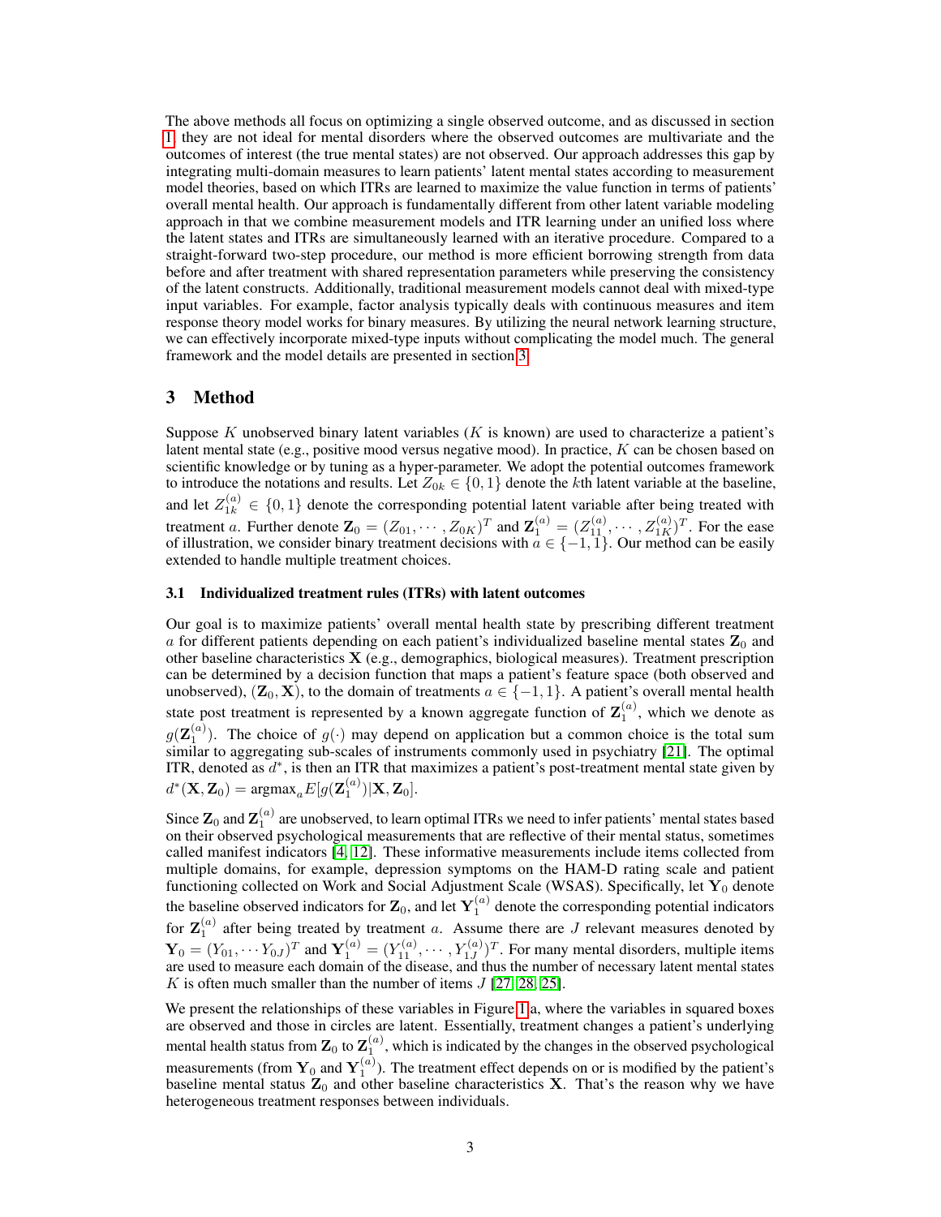The above methods all focus on optimizing a single observed outcome, and as discussed in section 1, they are not ideal for mental disorders where the observed outcomes are multivariate and the outcomes of interest (the true mental states) are not observed. Our approach addresses this gap by integrating multi-domain measures to learn patients' latent mental states according to measurement model theories, based on which ITRs are learned to maximize the value function in terms of patients' overall mental health. Our approach is fundamentally different from other latent variable modeling approach in that we combine measurement models and ITR learning under an unified loss where the latent states and ITRs are simultaneously learned with an iterative procedure. Compared to a straight-forward two-step procedure, our method is more efficient borrowing strength from data before and after treatment with shared representation parameters while preserving the consistency of the latent constructs. Additionally, traditional measurement models cannot deal with mixed-type input variables. For example, factor analysis typically deals with continuous measures and item response theory model works for binary measures. By utilizing the neural network learning structure, we can effectively incorporate mixed-type inputs without complicating the model much. The general framework and the model details are presented in section 3.

## 3 Method

Suppose $K$ unobserved binary latent variables ($K$ is known) are used to characterize a patient's latent mental state (e.g., positive mood versus negative mood). In practice, $K$ can be chosen based on scientific knowledge or by tuning as a hyper-parameter. We adopt the potential outcomes framework to introduce the notations and results. Let $Z_{0k} \in \{0, 1\}$ denote the $k$th latent variable at the baseline, and let $Z_{1k}^{(a)} \in \{0, 1\}$ denote the corresponding potential latent variable after being treated with treatment $a$. Further denote $\mathbf{Z}_0 = (Z_{01}, \cdots, Z_{0K})^T$ and $\mathbf{Z}_1^{(a)} = (Z_{11}^{(a)}, \cdots, Z_{1K}^{(a)})^T$. For the ease of illustration, we consider binary treatment decisions with $a \in \{-1, 1\}$. Our method can be easily extended to handle multiple treatment choices.

### 3.1 Individualized treatment rules (ITRs) with latent outcomes

Our goal is to maximize patients' overall mental health state by prescribing different treatment $a$ for different patients depending on each patient's individualized baseline mental states $\mathbf{Z}_0$ and other baseline characteristics $\mathbf{X}$ (e.g., demographics, biological measures). Treatment prescription can be determined by a decision function that maps a patient's feature space (both observed and unobserved), $(\mathbf{Z}_0, \mathbf{X})$, to the domain of treatments $a \in \{-1, 1\}$. A patient's overall mental health state post treatment is represented by a known aggregate function of $\mathbf{Z}_1^{(a)}$, which we denote as $g(\mathbf{Z}_1^{(a)})$. The choice of $g(\cdot)$ may depend on application but a common choice is the total sum similar to aggregating sub-scales of instruments commonly used in psychiatry [21]. The optimal ITR, denoted as $d^*$, is then an ITR that maximizes a patient's post-treatment mental state given by $d^*(\mathbf{X}, \mathbf{Z}_0) = \text{argmax}_a E[g(\mathbf{Z}_1^{(a)}) | \mathbf{X}, \mathbf{Z}_0]$.

Since $\mathbf{Z}_0$ and $\mathbf{Z}_1^{(a)}$ are unobserved, to learn optimal ITRs we need to infer patients' mental states based on their observed psychological measurements that are reflective of their mental status, sometimes called manifest indicators [4, 12]. These informative measurements include items collected from multiple domains, for example, depression symptoms on the HAM-D rating scale and patient functioning collected on Work and Social Adjustment Scale (WSAS). Specifically, let $\mathbf{Y}_0$ denote the baseline observed indicators for $\mathbf{Z}_0$, and let $\mathbf{Y}_1^{(a)}$ denote the corresponding potential indicators for $\mathbf{Z}_1^{(a)}$ after being treated by treatment $a$. Assume there are $J$ relevant measures denoted by $\mathbf{Y}_0 = (Y_{01}, \cdots Y_{0J})^T$ and $\mathbf{Y}_1^{(a)} = (Y_{11}^{(a)}, \cdots, Y_{1J}^{(a)})^T$. For many mental disorders, multiple items are used to measure each domain of the disease, and thus the number of necessary latent mental states $K$ is often much smaller than the number of items $J$ [27, 28, 25].

We present the relationships of these variables in Figure 1a, where the variables in squared boxes are observed and those in circles are latent. Essentially, treatment changes a patient's underlying mental health status from $\mathbf{Z}_0$ to $\mathbf{Z}_1^{(a)}$, which is indicated by the changes in the observed psychological measurements (from $\mathbf{Y}_0$ and $\mathbf{Y}_1^{(a)}$). The treatment effect depends on or is modified by the patient's baseline mental status $\mathbf{Z}_0$ and other baseline characteristics $\mathbf{X}$. That's the reason why we have heterogeneous treatment responses between individuals.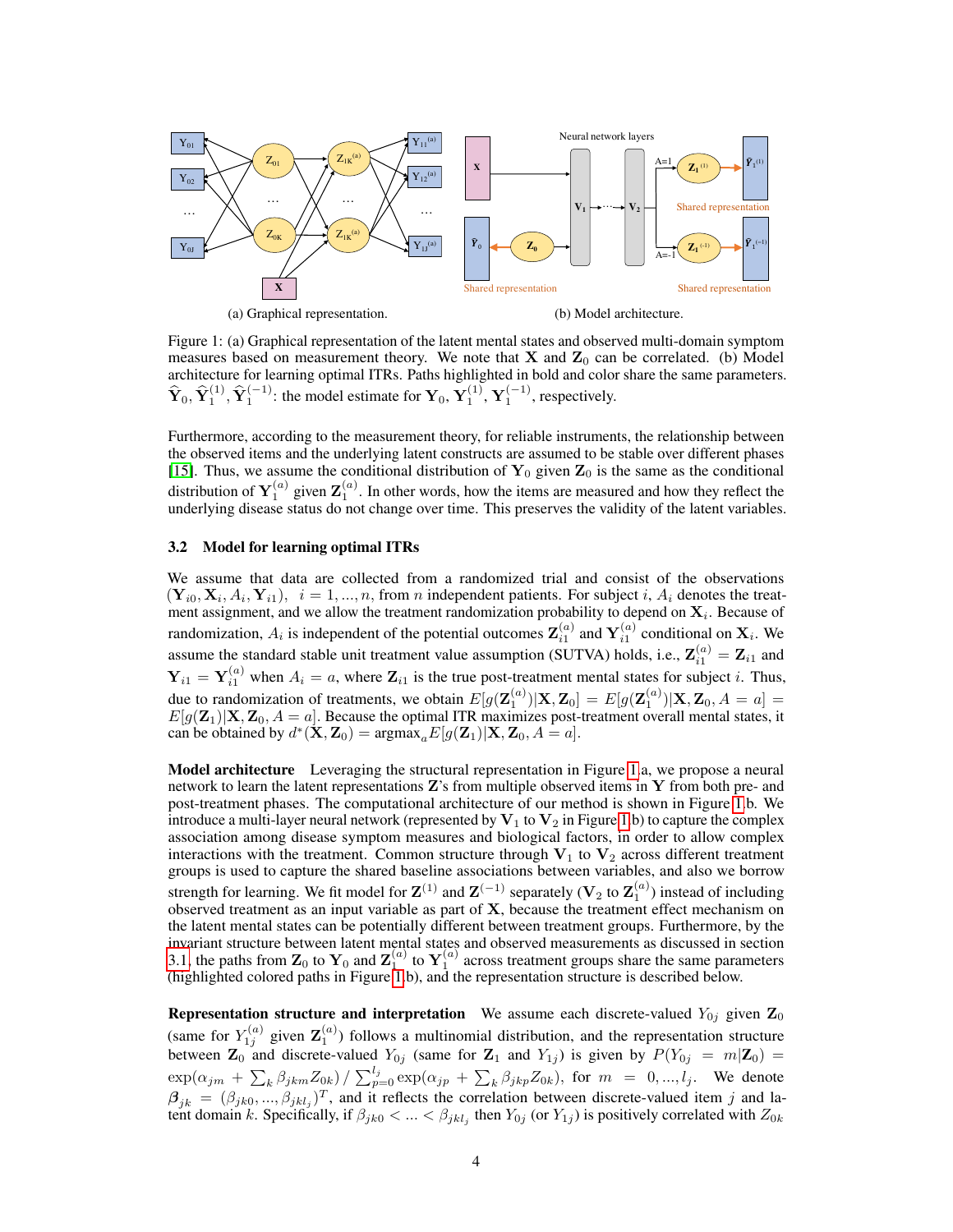(a) Graphical representation.

(b) Model architecture.

Figure 1: (a) Graphical representation of the latent mental states and observed multi-domain symptom measures based on measurement theory. We note that $\mathbf{X}$ and $\mathbf{Z}_0$ can be correlated. (b) Model architecture for learning optimal ITRs. Paths highlighted in bold and color share the same parameters. $\widehat{\mathbf{Y}}_0, \widehat{\mathbf{Y}}_1^{(1)}, \widehat{\mathbf{Y}}_1^{(-1)}$: the model estimate for $\mathbf{Y}_0$, $\mathbf{Y}_1^{(1)}$, $\mathbf{Y}_1^{(-1)}$, respectively.

Furthermore, according to the measurement theory, for reliable instruments, the relationship between the observed items and the underlying latent constructs are assumed to be stable over different phases [15]. Thus, we assume the conditional distribution of $\mathbf{Y}_0$ given $\mathbf{Z}_0$ is the same as the conditional distribution of $\mathbf{Y}_1^{(a)}$ given $\mathbf{Z}_1^{(a)}$. In other words, how the items are measured and how they reflect the underlying disease status do not change over time. This preserves the validity of the latent variables.

### 3.2 Model for learning optimal ITRs

We assume that data are collected from a randomized trial and consist of the observations $(\mathbf{Y}_{i0}, \mathbf{X}_i, A_i, \mathbf{Y}_{i1})$, $i = 1, ..., n$, from $n$ independent patients. For subject $i$, $A_i$ denotes the treatment assignment, and we allow the treatment randomization probability to depend on $\mathbf{X}_i$. Because of randomization, $A_i$ is independent of the potential outcomes $\mathbf{Z}_{i1}^{(a)}$ and $\mathbf{Y}_{i1}^{(a)}$ conditional on $\mathbf{X}_i$. We assume the standard stable unit treatment value assumption (SUTVA) holds, i.e., $\mathbf{Z}_{i1}^{(a)} = \mathbf{Z}_{i1}$ and $\mathbf{Y}_{i1} = \mathbf{Y}_{i1}^{(a)}$ when $A_i = a$, where $\mathbf{Z}_{i1}$ is the true post-treatment mental states for subject $i$. Thus, due to randomization of treatments, we obtain $E[g(\mathbf{Z}_1^{(a)})|\mathbf{X}, \mathbf{Z}_0] = E[g(\mathbf{Z}_1^{(a)})|\mathbf{X}, \mathbf{Z}_0, A = a] = E[g(\mathbf{Z}_1)|\mathbf{X}, \mathbf{Z}_0, A = a]$. Because the optimal ITR maximizes post-treatment overall mental states, it can be obtained by $d^*(\mathbf{X}, \mathbf{Z}_0) = \text{argmax}_a E[g(\mathbf{Z}_1)|\mathbf{X}, \mathbf{Z}_0, A = a]$.

**Model architecture** Leveraging the structural representation in Figure 1a, we propose a neural network to learn the latent representations $\mathbf{Z}$'s from multiple observed items in $\mathbf{Y}$ from both pre- and post-treatment phases. The computational architecture of our method is shown in Figure 1b. We introduce a multi-layer neural network (represented by $\mathbf{V}_1$ to $\mathbf{V}_2$ in Figure 1b) to capture the complex association among disease symptom measures and biological factors, in order to allow complex interactions with the treatment. Common structure through $\mathbf{V}_1$ to $\mathbf{V}_2$ across different treatment groups is used to capture the shared baseline associations between variables, and also we borrow strength for learning. We fit model for $\mathbf{Z}^{(1)}$ and $\mathbf{Z}^{(-1)}$ separately ($\mathbf{V}_2$ to $\mathbf{Z}_1^{(a)}$) instead of including observed treatment as an input variable as part of $\mathbf{X}$, because the treatment effect mechanism on the latent mental states can be potentially different between treatment groups. Furthermore, by the invariant structure between latent mental states and observed measurements as discussed in section 3.1, the paths from $\mathbf{Z}_0$ to $\mathbf{Y}_0$ and $\mathbf{Z}_1^{(a)}$ to $\mathbf{Y}_1^{(a)}$ across treatment groups share the same parameters (highlighted colored paths in Figure 1b), and the representation structure is described below.

**Representation structure and interpretation** We assume each discrete-valued $Y_{0j}$ given $\mathbf{Z}_0$ (same for $Y_{1j}^{(a)}$ given $\mathbf{Z}_1^{(a)}$) follows a multinomial distribution, and the representation structure between $\mathbf{Z}_0$ and discrete-valued $Y_{0j}$ (same for $\mathbf{Z}_1$ and $Y_{1j}$) is given by $P(Y_{0j} = m|\mathbf{Z}_0) = \exp(\alpha_{jm} + \sum_k \beta_{jkm} Z_{0k}) / \sum_{p=0}^{l_j} \exp(\alpha_{jp} + \sum_k \beta_{jkp} Z_{0k})$, for $m = 0, ..., l_j$. We denote $\boldsymbol{\beta}_{jk} = (\beta_{jk0}, ..., \beta_{jkl_j})^T$, and it reflects the correlation between discrete-valued item $j$ and latent domain $k$. Specifically, if $\beta_{jk0} < ... < \beta_{jkl_j}$ then $Y_{0j}$ (or $Y_{1j}$) is positively correlated with $Z_{0k}$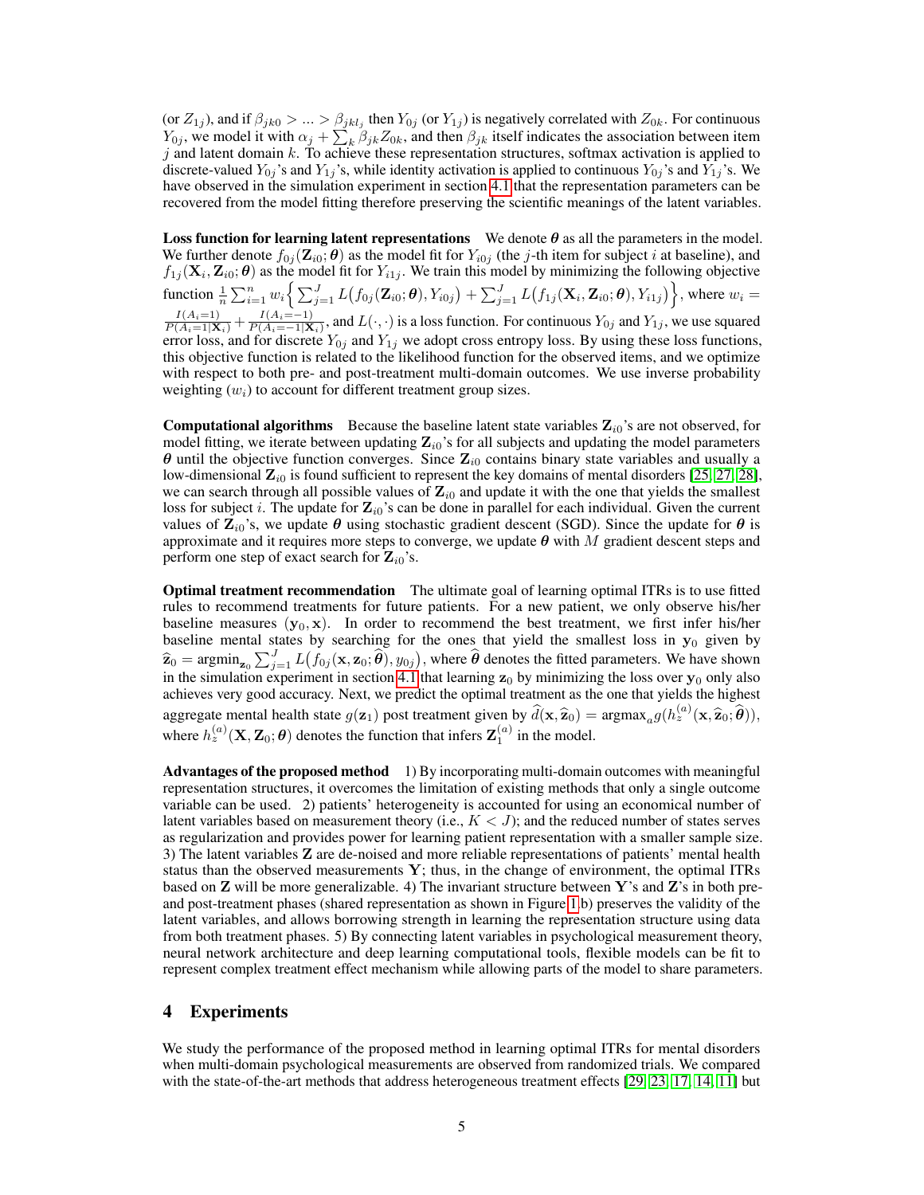(or $Z_{1j}$), and if $\beta_{jk0} > ... > \beta_{jkl_j}$ then $Y_{0j}$ (or $Y_{1j}$) is negatively correlated with $Z_{0k}$. For continuous $Y_{0j}$, we model it with $\alpha_j + \sum_k \beta_{jk} Z_{0k}$, and then $\beta_{jk}$ itself indicates the association between item $j$ and latent domain $k$. To achieve these representation structures, softmax activation is applied to discrete-valued $Y_{0j}$'s and $Y_{1j}$'s, while identity activation is applied to continuous $Y_{0j}$'s and $Y_{1j}$'s. We have observed in the simulation experiment in section 4.1 that the representation parameters can be recovered from the model fitting therefore preserving the scientific meanings of the latent variables.

**Loss function for learning latent representations** We denote $\boldsymbol{\theta}$ as all the parameters in the model. We further denote $f_{0j}(\mathbf{Z}_{i0}; \boldsymbol{\theta})$ as the model fit for $Y_{i0j}$ (the $j$-th item for subject $i$ at baseline), and $f_{1j}(\mathbf{X}_i, \mathbf{Z}_{i0}; \boldsymbol{\theta})$ as the model fit for $Y_{i1j}$. We train this model by minimizing the following objective function $\frac{1}{n}\sum_{i=1}^n w_i \Big\{ \sum_{j=1}^J L\big(f_{0j}(\mathbf{Z}_{i0}; \boldsymbol{\theta}), Y_{i0j}\big) + \sum_{j=1}^J L\big(f_{1j}(\mathbf{X}_i, \mathbf{Z}_{i0}; \boldsymbol{\theta}), Y_{i1j}\big) \Big\}$, where $w_i = \frac{I(A_i=1)}{P(A_i=1|\mathbf{X}_i)} + \frac{I(A_i=-1)}{P(A_i=-1|\mathbf{X}_i)}$, and $L(\cdot,\cdot)$ is a loss function. For continuous $Y_{0j}$ and $Y_{1j}$, we use squared error loss, and for discrete $Y_{0j}$ and $Y_{1j}$ we adopt cross entropy loss. By using these loss functions, this objective function is related to the likelihood function for the observed items, and we optimize with respect to both pre- and post-treatment multi-domain outcomes. We use inverse probability weighting ($w_i$) to account for different treatment group sizes.

**Computational algorithms** Because the baseline latent state variables $\mathbf{Z}_{i0}$'s are not observed, for model fitting, we iterate between updating $\mathbf{Z}_{i0}$'s for all subjects and updating the model parameters $\boldsymbol{\theta}$ until the objective function converges. Since $\mathbf{Z}_{i0}$ contains binary state variables and usually a low-dimensional $\mathbf{Z}_{i0}$ is found sufficient to represent the key domains of mental disorders [25, 27, 28], we can search through all possible values of $\mathbf{Z}_{i0}$ and update it with the one that yields the smallest loss for subject $i$. The update for $\mathbf{Z}_{i0}$'s can be done in parallel for each individual. Given the current values of $\mathbf{Z}_{i0}$'s, we update $\boldsymbol{\theta}$ using stochastic gradient descent (SGD). Since the update for $\boldsymbol{\theta}$ is approximate and it requires more steps to converge, we update $\boldsymbol{\theta}$ with $M$ gradient descent steps and perform one step of exact search for $\mathbf{Z}_{i0}$'s.

**Optimal treatment recommendation** The ultimate goal of learning optimal ITRs is to use fitted rules to recommend treatments for future patients. For a new patient, we only observe his/her baseline measures $(\mathbf{y}_0, \mathbf{x})$. In order to recommend the best treatment, we first infer his/her baseline mental states by searching for the ones that yield the smallest loss in $\mathbf{y}_0$ given by $\widehat{\mathbf{z}}_0 = \text{argmin}_{\mathbf{z}_0} \sum_{j=1}^J L\big(f_{0j}(\mathbf{x}, \mathbf{z}_0; \widehat{\boldsymbol{\theta}}), y_{0j}\big)$, where $\widehat{\boldsymbol{\theta}}$ denotes the fitted parameters. We have shown in the simulation experiment in section 4.1 that learning $\mathbf{z}_0$ by minimizing the loss over $\mathbf{y}_0$ only also achieves very good accuracy. Next, we predict the optimal treatment as the one that yields the highest aggregate mental health state $g(\mathbf{z}_1)$ post treatment given by $\widehat{d}(\mathbf{x}, \widehat{\mathbf{z}}_0) = \text{argmax}_a g(h_z^{(a)}(\mathbf{x}, \widehat{\mathbf{z}}_0; \widehat{\boldsymbol{\theta}}))$, where $h_z^{(a)}(\mathbf{X}, \mathbf{Z}_0; \boldsymbol{\theta})$ denotes the function that infers $\mathbf{Z}_1^{(a)}$ in the model.

**Advantages of the proposed method** 1) By incorporating multi-domain outcomes with meaningful representation structures, it overcomes the limitation of existing methods that only a single outcome variable can be used. 2) patients' heterogeneity is accounted for using an economical number of latent variables based on measurement theory (i.e., $K < J$); and the reduced number of states serves as regularization and provides power for learning patient representation with a smaller sample size. 3) The latent variables $\mathbf{Z}$ are de-noised and more reliable representations of patients' mental health status than the observed measurements $\mathbf{Y}$; thus, in the change of environment, the optimal ITRs based on $\mathbf{Z}$ will be more generalizable. 4) The invariant structure between $\mathbf{Y}$'s and $\mathbf{Z}$'s in both pre- and post-treatment phases (shared representation as shown in Figure 1 b) preserves the validity of the latent variables, and allows borrowing strength in learning the representation structure using data from both treatment phases. 5) By connecting latent variables in psychological measurement theory, neural network architecture and deep learning computational tools, flexible models can be fit to represent complex treatment effect mechanism while allowing parts of the model to share parameters.

## 4 Experiments

We study the performance of the proposed method in learning optimal ITRs for mental disorders when multi-domain psychological measurements are observed from randomized trials. We compared with the state-of-the-art methods that address heterogeneous treatment effects [29, 23, 17, 14, 11] but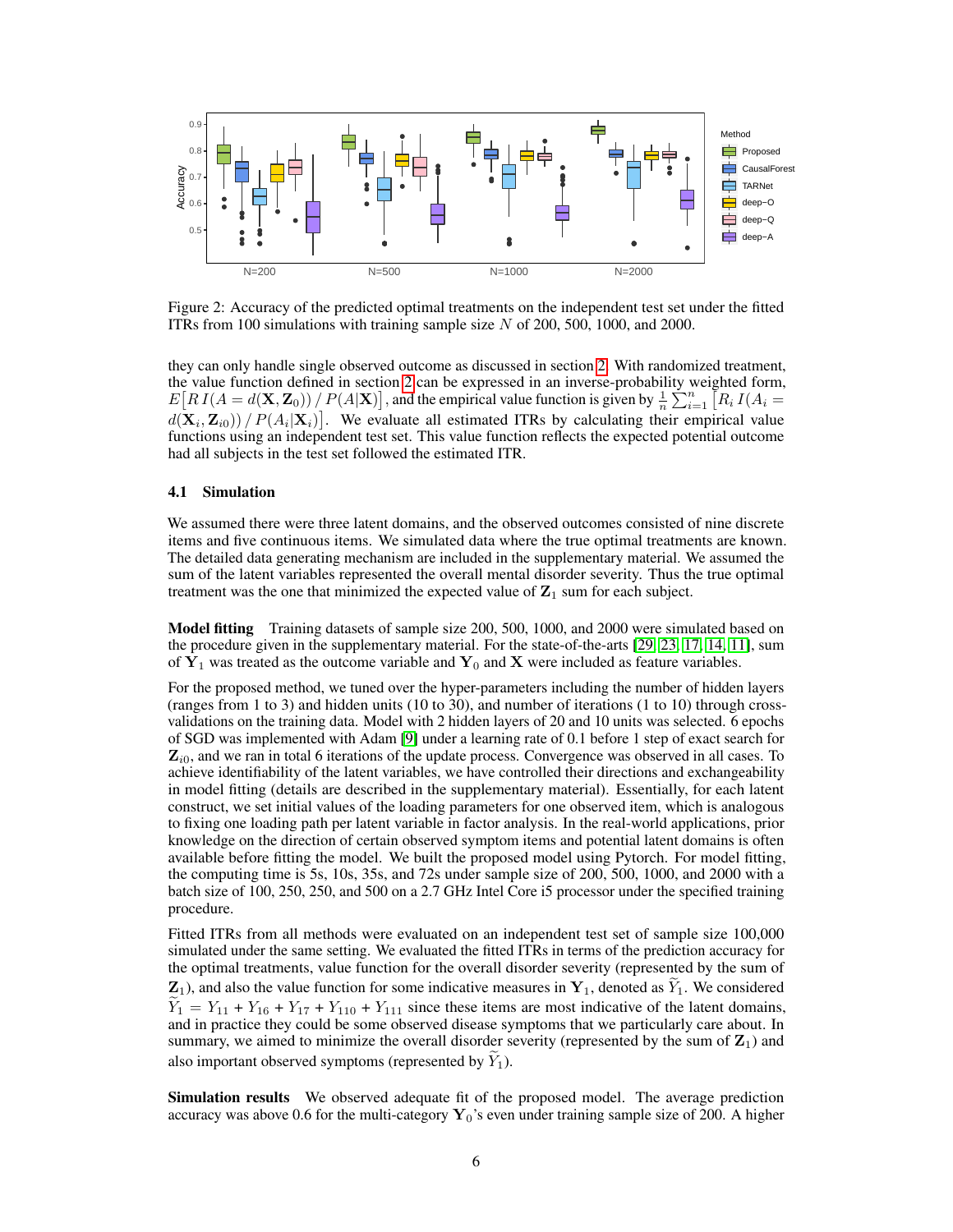Figure 2: Accuracy of the predicted optimal treatments on the independent test set under the fitted ITRs from 100 simulations with training sample size $N$ of 200, 500, 1000, and 2000.

they can only handle single observed outcome as discussed in section 2. With randomized treatment, the value function defined in section 2 can be expressed in an inverse-probability weighted form, $E\big[R\, I(A = d(\mathbf{X}, \mathbf{Z}_0)) \,/\, P(A|\mathbf{X})\big]$, and the empirical value function is given by $\frac{1}{n}\sum_{i=1}^{n}\big[R_i\, I(A_i = d(\mathbf{X}_i, \mathbf{Z}_{i0})) \,/\, P(A_i|\mathbf{X}_i)\big]$. We evaluate all estimated ITRs by calculating their empirical value functions using an independent test set. This value function reflects the expected potential outcome had all subjects in the test set followed the estimated ITR.

### 4.1 Simulation

We assumed there were three latent domains, and the observed outcomes consisted of nine discrete items and five continuous items. We simulated data where the true optimal treatments are known. The detailed data generating mechanism are included in the supplementary material. We assumed the sum of the latent variables represented the overall mental disorder severity. Thus the true optimal treatment was the one that minimized the expected value of $\mathbf{Z}_1$ sum for each subject.

**Model fitting** Training datasets of sample size 200, 500, 1000, and 2000 were simulated based on the procedure given in the supplementary material. For the state-of-the-arts [29, 23, 17, 14, 11], sum of $\mathbf{Y}_1$ was treated as the outcome variable and $\mathbf{Y}_0$ and $\mathbf{X}$ were included as feature variables.

For the proposed method, we tuned over the hyper-parameters including the number of hidden layers (ranges from 1 to 3) and hidden units (10 to 30), and number of iterations (1 to 10) through cross-validations on the training data. Model with 2 hidden layers of 20 and 10 units was selected. 6 epochs of SGD was implemented with Adam [9] under a learning rate of 0.1 before 1 step of exact search for $\mathbf{Z}_{i0}$, and we ran in total 6 iterations of the update process. Convergence was observed in all cases. To achieve identifiability of the latent variables, we have controlled their directions and exchangeability in model fitting (details are described in the supplementary material). Essentially, for each latent construct, we set initial values of the loading parameters for one observed item, which is analogous to fixing one loading path per latent variable in factor analysis. In the real-world applications, prior knowledge on the direction of certain observed symptom items and potential latent domains is often available before fitting the model. We built the proposed model using Pytorch. For model fitting, the computing time is 5s, 10s, 35s, and 72s under sample size of 200, 500, 1000, and 2000 with a batch size of 100, 250, 250, and 500 on a 2.7 GHz Intel Core i5 processor under the specified training procedure.

Fitted ITRs from all methods were evaluated on an independent test set of sample size 100,000 simulated under the same setting. We evaluated the fitted ITRs in terms of the prediction accuracy for the optimal treatments, value function for the overall disorder severity (represented by the sum of $\mathbf{Z}_1$), and also the value function for some indicative measures in $\mathbf{Y}_1$, denoted as $\widetilde{Y}_1$. We considered $\widetilde{Y}_1 = Y_{11} + Y_{16} + Y_{17} + Y_{110} + Y_{111}$ since these items are most indicative of the latent domains, and in practice they could be some observed disease symptoms that we particularly care about. In summary, we aimed to minimize the overall disorder severity (represented by the sum of $\mathbf{Z}_1$) and also important observed symptoms (represented by $\widetilde{Y}_1$).

**Simulation results** We observed adequate fit of the proposed model. The average prediction accuracy was above 0.6 for the multi-category $\mathbf{Y}_0$'s even under training sample size of 200. A higher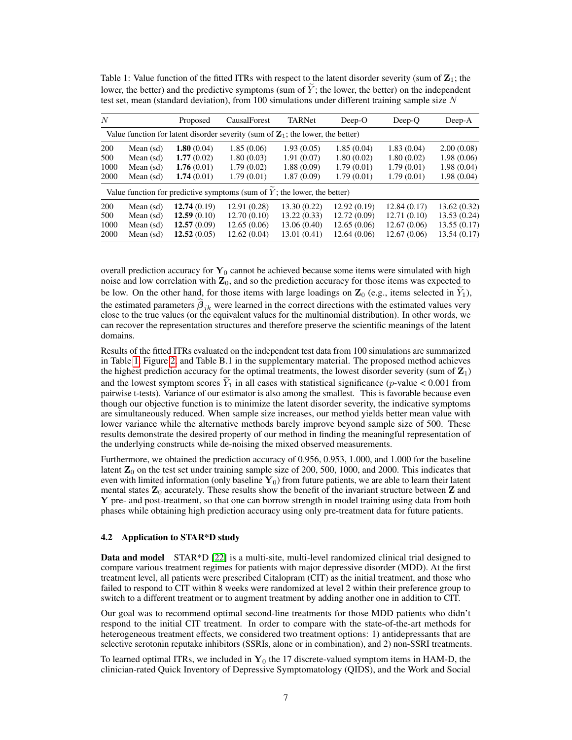Table 1: Value function of the fitted ITRs with respect to the latent disorder severity (sum of $\mathbf{Z}_1$; the lower, the better) and the predictive symptoms (sum of $\widetilde{Y}$; the lower, the better) on the independent test set, mean (standard deviation), from 100 simulations under different training sample size $N$

| $N$ | | Proposed | CausalForest | TARNet | Deep-O | Deep-Q | Deep-A |
|---|---|---|---|---|---|---|---|
| Value function for latent disorder severity (sum of $\mathbf{Z}_1$; the lower, the better) | | | | | | | |
| 200 | Mean (sd) | **1.80** (0.04) | 1.85 (0.06) | 1.93 (0.05) | 1.85 (0.04) | 1.83 (0.04) | 2.00 (0.08) |
| 500 | Mean (sd) | **1.77** (0.02) | 1.80 (0.03) | 1.91 (0.07) | 1.80 (0.02) | 1.80 (0.02) | 1.98 (0.06) |
| 1000 | Mean (sd) | **1.76** (0.01) | 1.79 (0.02) | 1.88 (0.09) | 1.79 (0.01) | 1.79 (0.01) | 1.98 (0.04) |
| 2000 | Mean (sd) | **1.74** (0.01) | 1.79 (0.01) | 1.87 (0.09) | 1.79 (0.01) | 1.79 (0.01) | 1.98 (0.04) |
| Value function for predictive symptoms (sum of $\widetilde{Y}$; the lower, the better) | | | | | | | |
| 200 | Mean (sd) | **12.74** (0.19) | 12.91 (0.28) | 13.30 (0.22) | 12.92 (0.19) | 12.84 (0.17) | 13.62 (0.32) |
| 500 | Mean (sd) | **12.59** (0.10) | 12.70 (0.10) | 13.22 (0.33) | 12.72 (0.09) | 12.71 (0.10) | 13.53 (0.24) |
| 1000 | Mean (sd) | **12.57** (0.09) | 12.65 (0.06) | 13.06 (0.40) | 12.65 (0.06) | 12.67 (0.06) | 13.55 (0.17) |
| 2000 | Mean (sd) | **12.52** (0.05) | 12.62 (0.04) | 13.01 (0.41) | 12.64 (0.06) | 12.67 (0.06) | 13.54 (0.17) |

overall prediction accuracy for $\mathbf{Y}_0$ cannot be achieved because some items were simulated with high noise and low correlation with $\mathbf{Z}_0$, and so the prediction accuracy for those items was expected to be low. On the other hand, for those items with large loadings on $\mathbf{Z}_0$ (e.g., items selected in $\widetilde{Y}_1$), the estimated parameters $\widehat{\boldsymbol{\beta}}_{jk}$ were learned in the correct directions with the estimated values very close to the true values (or the equivalent values for the multinomial distribution). In other words, we can recover the representation structures and therefore preserve the scientific meanings of the latent domains.

Results of the fitted ITRs evaluated on the independent test data from 100 simulations are summarized in Table 1, Figure 2, and Table B.1 in the supplementary material. The proposed method achieves the highest prediction accuracy for the optimal treatments, the lowest disorder severity (sum of $\mathbf{Z}_1$) and the lowest symptom scores $\widetilde{Y}_1$ in all cases with statistical significance ($p$-value < 0.001 from pairwise t-tests). Variance of our estimator is also among the smallest. This is favorable because even though our objective function is to minimize the latent disorder severity, the indicative symptoms are simultaneously reduced. When sample size increases, our method yields better mean value with lower variance while the alternative methods barely improve beyond sample size of 500. These results demonstrate the desired property of our method in finding the meaningful representation of the underlying constructs while de-noising the mixed observed measurements.

Furthermore, we obtained the prediction accuracy of 0.956, 0.953, 1.000, and 1.000 for the baseline latent $\mathbf{Z}_0$ on the test set under training sample size of 200, 500, 1000, and 2000. This indicates that even with limited information (only baseline $\mathbf{Y}_0$) from future patients, we are able to learn their latent mental states $\mathbf{Z}_0$ accurately. These results show the benefit of the invariant structure between $\mathbf{Z}$ and $\mathbf{Y}$ pre- and post-treatment, so that one can borrow strength in model training using data from both phases while obtaining high prediction accuracy using only pre-treatment data for future patients.

### 4.2 Application to STAR*D study

**Data and model** STAR*D [22] is a multi-site, multi-level randomized clinical trial designed to compare various treatment regimes for patients with major depressive disorder (MDD). At the first treatment level, all patients were prescribed Citalopram (CIT) as the initial treatment, and those who failed to respond to CIT within 8 weeks were randomized at level 2 within their preference group to switch to a different treatment or to augment treatment by adding another one in addition to CIT.

Our goal was to recommend optimal second-line treatments for those MDD patients who didn't respond to the initial CIT treatment. In order to compare with the state-of-the-art methods for heterogeneous treatment effects, we considered two treatment options: 1) antidepressants that are selective serotonin reputake inhibitors (SSRIs, alone or in combination), and 2) non-SSRI treatments.

To learned optimal ITRs, we included in $\mathbf{Y}_0$ the 17 discrete-valued symptom items in HAM-D, the clinician-rated Quick Inventory of Depressive Symptomatology (QIDS), and the Work and Social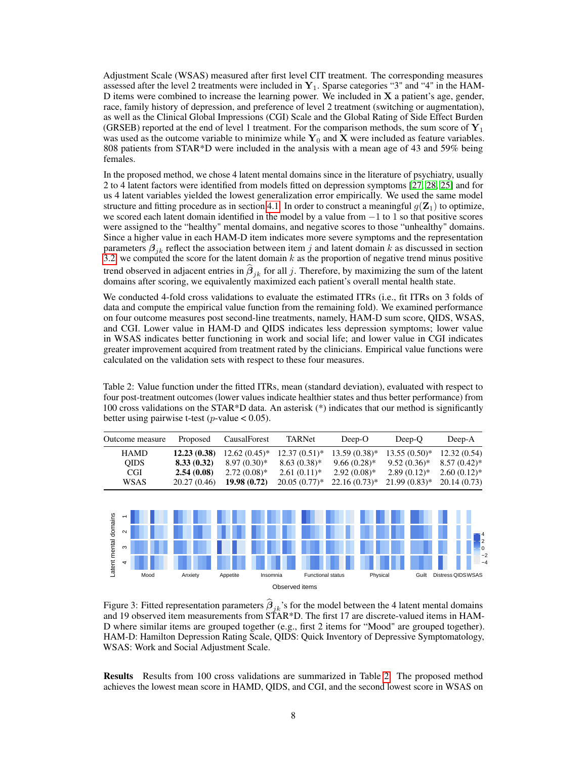Adjustment Scale (WSAS) measured after first level CIT treatment. The corresponding measures assessed after the level 2 treatments were included in $\mathbf{Y}_1$. Sparse categories "3" and "4" in the HAM-D items were combined to increase the learning power. We included in $\mathbf{X}$ a patient's age, gender, race, family history of depression, and preference of level 2 treatment (switching or augmentation), as well as the Clinical Global Impressions (CGI) Scale and the Global Rating of Side Effect Burden (GRSEB) reported at the end of level 1 treatment. For the comparison methods, the sum score of $\mathbf{Y}_1$ was used as the outcome variable to minimize while $\mathbf{Y}_0$ and $\mathbf{X}$ were included as feature variables. 808 patients from STAR*D were included in the analysis with a mean age of 43 and 59% being females.

In the proposed method, we chose 4 latent mental domains since in the literature of psychiatry, usually 2 to 4 latent factors were identified from models fitted on depression symptoms [27, 28, 25] and for us 4 latent variables yielded the lowest generalization error empirically. We used the same model structure and fitting procedure as in section 4.1. In order to construct a meaningful $g(\mathbf{Z}_1)$ to optimize, we scored each latent domain identified in the model by a value from $-1$ to 1 so that positive scores were assigned to the "healthy" mental domains, and negative scores to those "unhealthy" domains. Since a higher value in each HAM-D item indicates more severe symptoms and the representation parameters $\boldsymbol{\beta}_{jk}$ reflect the association between item $j$ and latent domain $k$ as discussed in section 3.2, we computed the score for the latent domain $k$ as the proportion of negative trend minus positive trend observed in adjacent entries in $\widehat{\boldsymbol{\beta}}_{jk}$ for all $j$. Therefore, by maximizing the sum of the latent domains after scoring, we equivalently maximized each patient's overall mental health state.

We conducted 4-fold cross validations to evaluate the estimated ITRs (i.e., fit ITRs on 3 folds of data and compute the empirical value function from the remaining fold). We examined performance on four outcome measures post second-line treatments, namely, HAM-D sum score, QIDS, WSAS, and CGI. Lower value in HAM-D and QIDS indicates less depression symptoms; lower value in WSAS indicates better functioning in work and social life; and lower value in CGI indicates greater improvement acquired from treatment rated by the clinicians. Empirical value functions were calculated on the validation sets with respect to these four measures.

Table 2: Value function under the fitted ITRs, mean (standard deviation), evaluated with respect to four post-treatment outcomes (lower values indicate healthier states and thus better performance) from 100 cross validations on the STAR*D data. An asterisk (*) indicates that our method is significantly better using pairwise t-test ($p$-value < 0.05).

| Outcome measure | Proposed | CausalForest | TARNet | Deep-O | Deep-Q | Deep-A |
|---|---|---|---|---|---|---|
| HAMD | **12.23 (0.38)** | 12.62 (0.45)* | 12.37 (0.51)* | 13.59 (0.38)* | 13.55 (0.50)* | 12.32 (0.54) |
| QIDS | **8.33 (0.32)** | 8.97 (0.30)* | 8.63 (0.38)* | 9.66 (0.28)* | 9.52 (0.36)* | 8.57 (0.42)* |
| CGI | **2.54 (0.08)** | 2.72 (0.08)* | 2.61 (0.11)* | 2.92 (0.08)* | 2.89 (0.12)* | 2.60 (0.12)* |
| WSAS | 20.27 (0.46) | **19.98 (0.72)** | 20.05 (0.77)* | 22.16 (0.73)* | 21.99 (0.83)* | 20.14 (0.73) |

Figure 3: Fitted representation parameters $\widehat{\boldsymbol{\beta}}_{jk}$'s for the model between the 4 latent mental domains and 19 observed item measurements from STAR*D. The first 17 are discrete-valued items in HAM-D where similar items are grouped together (e.g., first 2 items for "Mood" are grouped together). HAM-D: Hamilton Depression Rating Scale, QIDS: Quick Inventory of Depressive Symptomatology, WSAS: Work and Social Adjustment Scale.

**Results** Results from 100 cross validations are summarized in Table 2. The proposed method achieves the lowest mean score in HAMD, QIDS, and CGI, and the second lowest score in WSAS on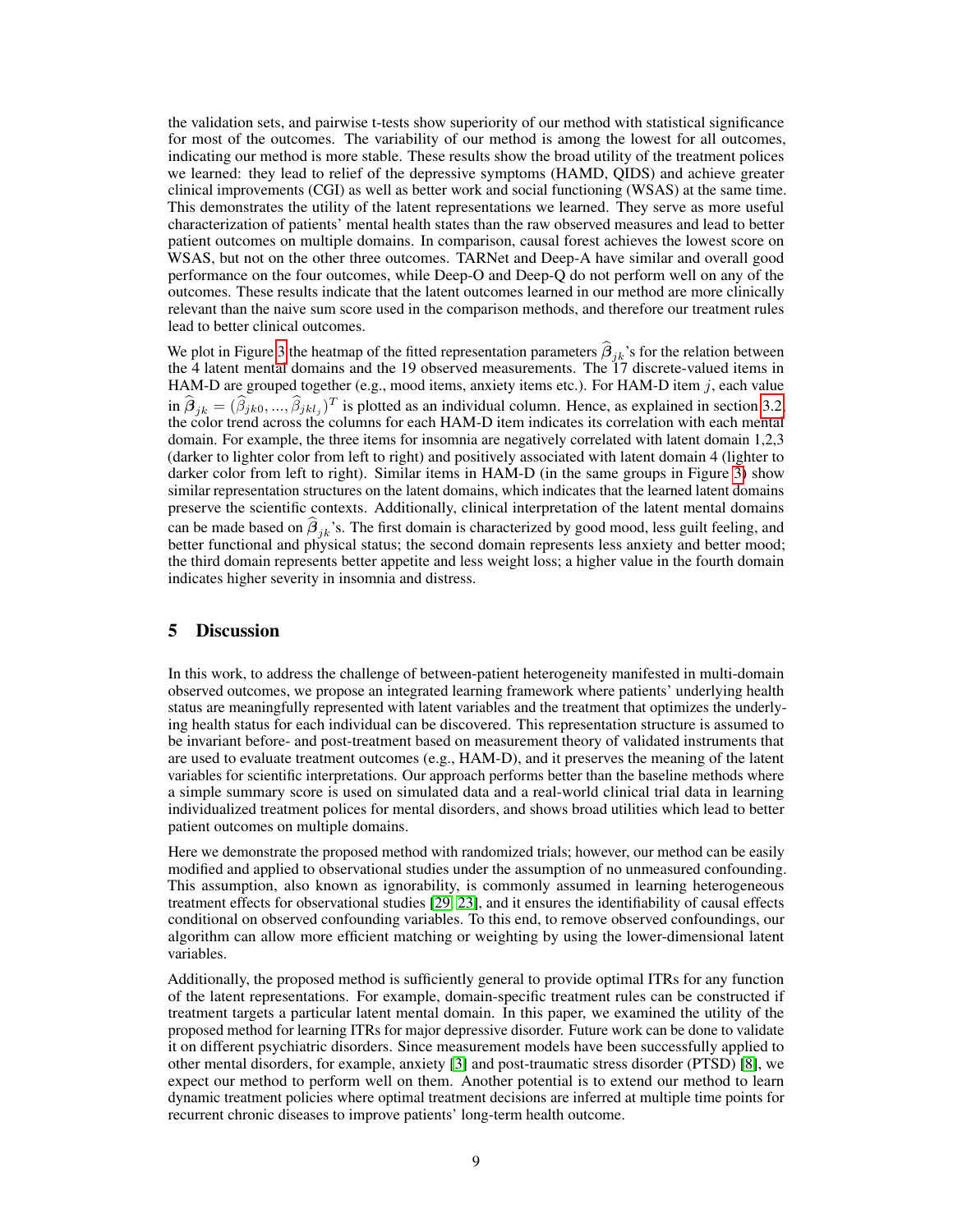the validation sets, and pairwise t-tests show superiority of our method with statistical significance for most of the outcomes. The variability of our method is among the lowest for all outcomes, indicating our method is more stable. These results show the broad utility of the treatment polices we learned: they lead to relief of the depressive symptoms (HAMD, QIDS) and achieve greater clinical improvements (CGI) as well as better work and social functioning (WSAS) at the same time. This demonstrates the utility of the latent representations we learned. They serve as more useful characterization of patients' mental health states than the raw observed measures and lead to better patient outcomes on multiple domains. In comparison, causal forest achieves the lowest score on WSAS, but not on the other three outcomes. TARNet and Deep-A have similar and overall good performance on the four outcomes, while Deep-O and Deep-Q do not perform well on any of the outcomes. These results indicate that the latent outcomes learned in our method are more clinically relevant than the naive sum score used in the comparison methods, and therefore our treatment rules lead to better clinical outcomes.

We plot in Figure 3 the heatmap of the fitted representation parameters $\widehat{\boldsymbol{\beta}}_{jk}$'s for the relation between the 4 latent mental domains and the 19 observed measurements. The 17 discrete-valued items in HAM-D are grouped together (e.g., mood items, anxiety items etc.). For HAM-D item $j$, each value in $\widehat{\boldsymbol{\beta}}_{jk} = (\widehat{\beta}_{jk0}, ..., \widehat{\beta}_{jkl_j})^T$ is plotted as an individual column. Hence, as explained in section 3.2, the color trend across the columns for each HAM-D item indicates its correlation with each mental domain. For example, the three items for insomnia are negatively correlated with latent domain 1,2,3 (darker to lighter color from left to right) and positively associated with latent domain 4 (lighter to darker color from left to right). Similar items in HAM-D (in the same groups in Figure 3) show similar representation structures on the latent domains, which indicates that the learned latent domains preserve the scientific contexts. Additionally, clinical interpretation of the latent mental domains can be made based on $\widehat{\boldsymbol{\beta}}_{jk}$'s. The first domain is characterized by good mood, less guilt feeling, and better functional and physical status; the second domain represents less anxiety and better mood; the third domain represents better appetite and less weight loss; a higher value in the fourth domain indicates higher severity in insomnia and distress.

## 5 Discussion

In this work, to address the challenge of between-patient heterogeneity manifested in multi-domain observed outcomes, we propose an integrated learning framework where patients' underlying health status are meaningfully represented with latent variables and the treatment that optimizes the underlying health status for each individual can be discovered. This representation structure is assumed to be invariant before- and post-treatment based on measurement theory of validated instruments that are used to evaluate treatment outcomes (e.g., HAM-D), and it preserves the meaning of the latent variables for scientific interpretations. Our approach performs better than the baseline methods where a simple summary score is used on simulated data and a real-world clinical trial data in learning individualized treatment polices for mental disorders, and shows broad utilities which lead to better patient outcomes on multiple domains.

Here we demonstrate the proposed method with randomized trials; however, our method can be easily modified and applied to observational studies under the assumption of no unmeasured confounding. This assumption, also known as ignorability, is commonly assumed in learning heterogeneous treatment effects for observational studies [29, 23], and it ensures the identifiability of causal effects conditional on observed confounding variables. To this end, to remove observed confoundings, our algorithm can allow more efficient matching or weighting by using the lower-dimensional latent variables.

Additionally, the proposed method is sufficiently general to provide optimal ITRs for any function of the latent representations. For example, domain-specific treatment rules can be constructed if treatment targets a particular latent mental domain. In this paper, we examined the utility of the proposed method for learning ITRs for major depressive disorder. Future work can be done to validate it on different psychiatric disorders. Since measurement models have been successfully applied to other mental disorders, for example, anxiety [3] and post-traumatic stress disorder (PTSD) [8], we expect our method to perform well on them. Another potential is to extend our method to learn dynamic treatment policies where optimal treatment decisions are inferred at multiple time points for recurrent chronic diseases to improve patients' long-term health outcome.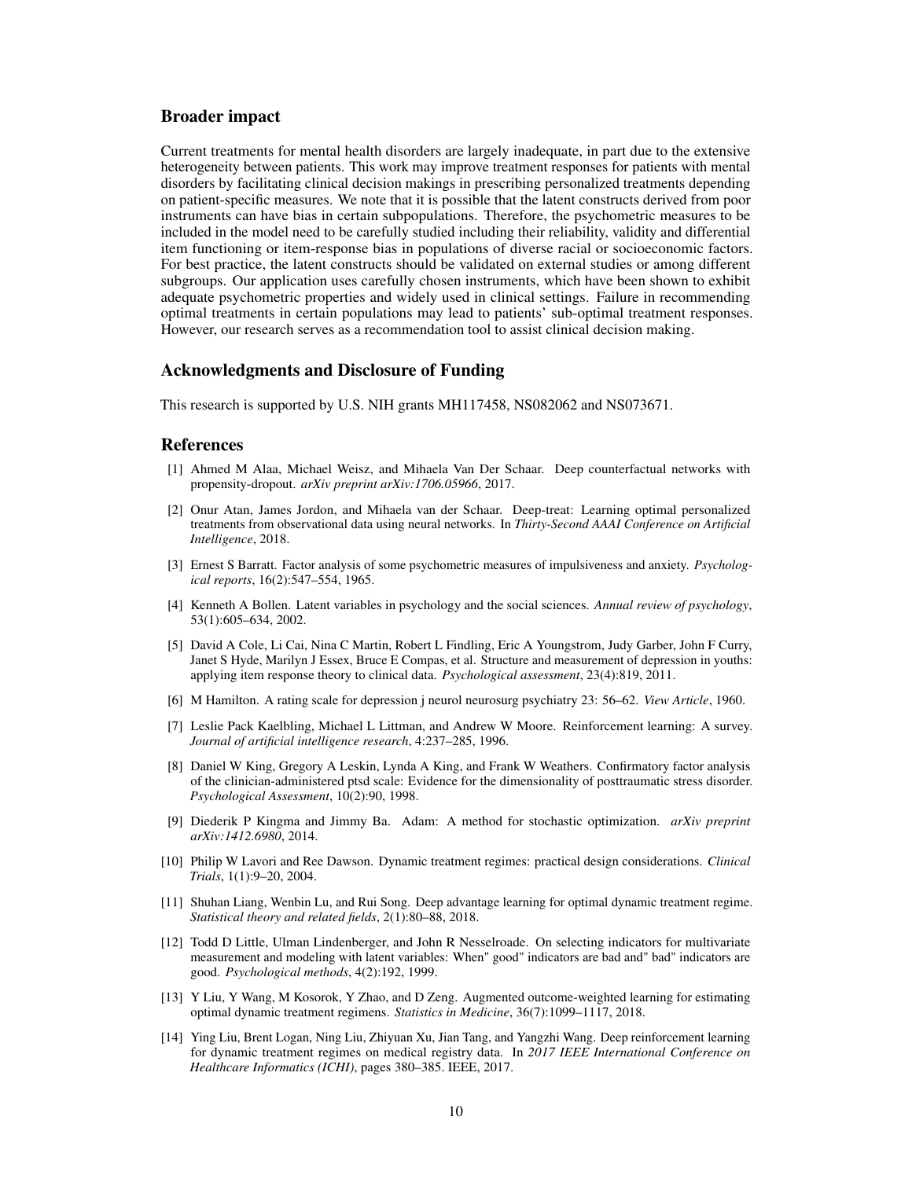## Broader impact

Current treatments for mental health disorders are largely inadequate, in part due to the extensive heterogeneity between patients. This work may improve treatment responses for patients with mental disorders by facilitating clinical decision makings in prescribing personalized treatments depending on patient-specific measures. We note that it is possible that the latent constructs derived from poor instruments can have bias in certain subpopulations. Therefore, the psychometric measures to be included in the model need to be carefully studied including their reliability, validity and differential item functioning or item-response bias in populations of diverse racial or socioeconomic factors. For best practice, the latent constructs should be validated on external studies or among different subgroups. Our application uses carefully chosen instruments, which have been shown to exhibit adequate psychometric properties and widely used in clinical settings. Failure in recommending optimal treatments in certain populations may lead to patients' sub-optimal treatment responses. However, our research serves as a recommendation tool to assist clinical decision making.

## Acknowledgments and Disclosure of Funding

This research is supported by U.S. NIH grants MH117458, NS082062 and NS073671.

## References

[1] Ahmed M Alaa, Michael Weisz, and Mihaela Van Der Schaar. Deep counterfactual networks with propensity-dropout. *arXiv preprint arXiv:1706.05966*, 2017.

[2] Onur Atan, James Jordon, and Mihaela van der Schaar. Deep-treat: Learning optimal personalized treatments from observational data using neural networks. In *Thirty-Second AAAI Conference on Artificial Intelligence*, 2018.

[3] Ernest S Barratt. Factor analysis of some psychometric measures of impulsiveness and anxiety. *Psychological reports*, 16(2):547–554, 1965.

[4] Kenneth A Bollen. Latent variables in psychology and the social sciences. *Annual review of psychology*, 53(1):605–634, 2002.

[5] David A Cole, Li Cai, Nina C Martin, Robert L Findling, Eric A Youngstrom, Judy Garber, John F Curry, Janet S Hyde, Marilyn J Essex, Bruce E Compas, et al. Structure and measurement of depression in youths: applying item response theory to clinical data. *Psychological assessment*, 23(4):819, 2011.

[6] M Hamilton. A rating scale for depression j neurol neurosurg psychiatry 23: 56–62. *View Article*, 1960.

[7] Leslie Pack Kaelbling, Michael L Littman, and Andrew W Moore. Reinforcement learning: A survey. *Journal of artificial intelligence research*, 4:237–285, 1996.

[8] Daniel W King, Gregory A Leskin, Lynda A King, and Frank W Weathers. Confirmatory factor analysis of the clinician-administered ptsd scale: Evidence for the dimensionality of posttraumatic stress disorder. *Psychological Assessment*, 10(2):90, 1998.

[9] Diederik P Kingma and Jimmy Ba. Adam: A method for stochastic optimization. *arXiv preprint arXiv:1412.6980*, 2014.

[10] Philip W Lavori and Ree Dawson. Dynamic treatment regimes: practical design considerations. *Clinical Trials*, 1(1):9–20, 2004.

[11] Shuhan Liang, Wenbin Lu, and Rui Song. Deep advantage learning for optimal dynamic treatment regime. *Statistical theory and related fields*, 2(1):80–88, 2018.

[12] Todd D Little, Ulman Lindenberger, and John R Nesselroade. On selecting indicators for multivariate measurement and modeling with latent variables: When" good" indicators are bad and" bad" indicators are good. *Psychological methods*, 4(2):192, 1999.

[13] Y Liu, Y Wang, M Kosorok, Y Zhao, and D Zeng. Augmented outcome-weighted learning for estimating optimal dynamic treatment regimens. *Statistics in Medicine*, 36(7):1099–1117, 2018.

[14] Ying Liu, Brent Logan, Ning Liu, Zhiyuan Xu, Jian Tang, and Yangzhi Wang. Deep reinforcement learning for dynamic treatment regimes on medical registry data. In *2017 IEEE International Conference on Healthcare Informatics (ICHI)*, pages 380–385. IEEE, 2017.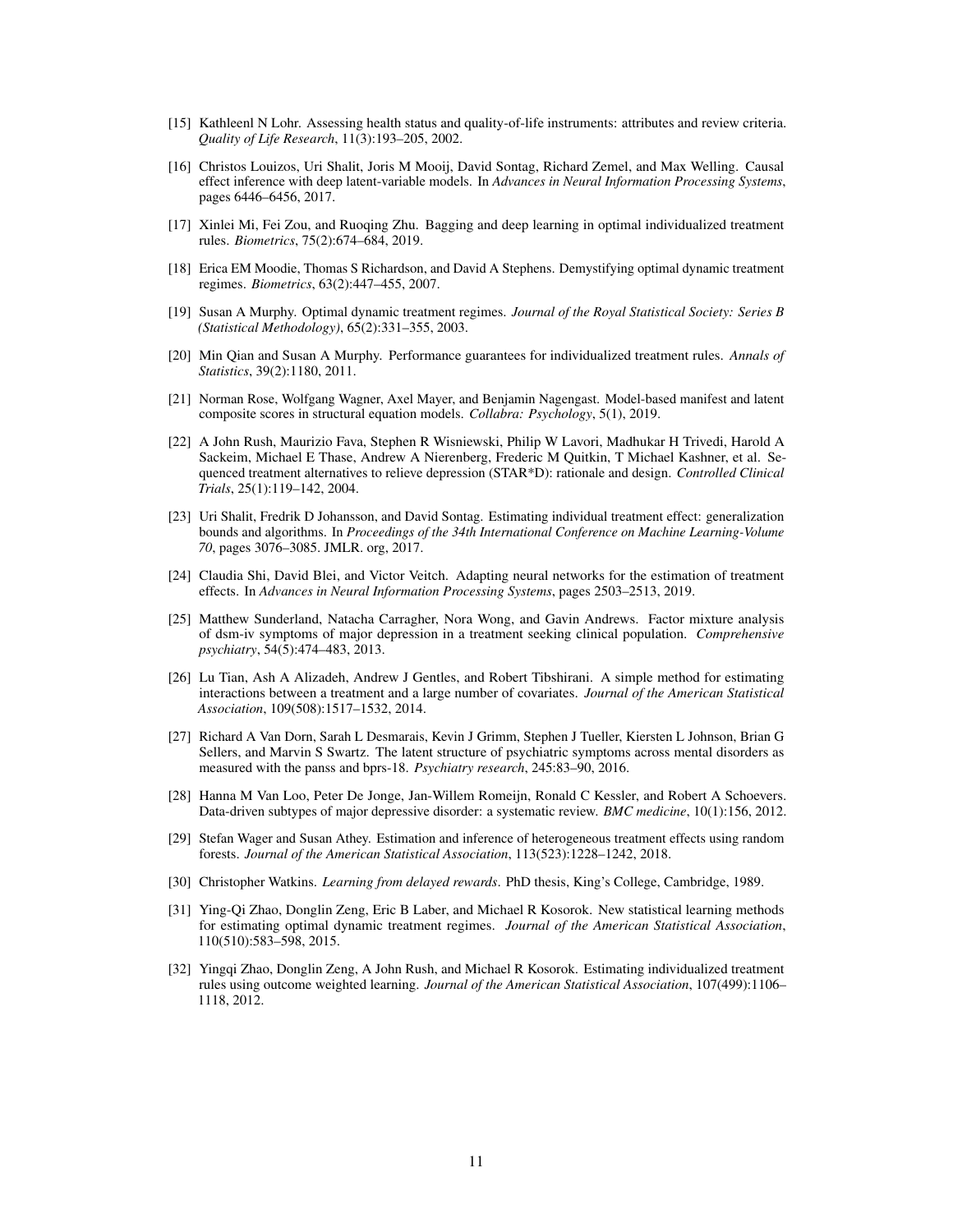[15] Kathleenl N Lohr. Assessing health status and quality-of-life instruments: attributes and review criteria. *Quality of Life Research*, 11(3):193–205, 2002.

[16] Christos Louizos, Uri Shalit, Joris M Mooij, David Sontag, Richard Zemel, and Max Welling. Causal effect inference with deep latent-variable models. In *Advances in Neural Information Processing Systems*, pages 6446–6456, 2017.

[17] Xinlei Mi, Fei Zou, and Ruoqing Zhu. Bagging and deep learning in optimal individualized treatment rules. *Biometrics*, 75(2):674–684, 2019.

[18] Erica EM Moodie, Thomas S Richardson, and David A Stephens. Demystifying optimal dynamic treatment regimes. *Biometrics*, 63(2):447–455, 2007.

[19] Susan A Murphy. Optimal dynamic treatment regimes. *Journal of the Royal Statistical Society: Series B (Statistical Methodology)*, 65(2):331–355, 2003.

[20] Min Qian and Susan A Murphy. Performance guarantees for individualized treatment rules. *Annals of Statistics*, 39(2):1180, 2011.

[21] Norman Rose, Wolfgang Wagner, Axel Mayer, and Benjamin Nagengast. Model-based manifest and latent composite scores in structural equation models. *Collabra: Psychology*, 5(1), 2019.

[22] A John Rush, Maurizio Fava, Stephen R Wisniewski, Philip W Lavori, Madhukar H Trivedi, Harold A Sackeim, Michael E Thase, Andrew A Nierenberg, Frederic M Quitkin, T Michael Kashner, et al. Sequenced treatment alternatives to relieve depression (STAR*D): rationale and design. *Controlled Clinical Trials*, 25(1):119–142, 2004.

[23] Uri Shalit, Fredrik D Johansson, and David Sontag. Estimating individual treatment effect: generalization bounds and algorithms. In *Proceedings of the 34th International Conference on Machine Learning-Volume 70*, pages 3076–3085. JMLR. org, 2017.

[24] Claudia Shi, David Blei, and Victor Veitch. Adapting neural networks for the estimation of treatment effects. In *Advances in Neural Information Processing Systems*, pages 2503–2513, 2019.

[25] Matthew Sunderland, Natacha Carragher, Nora Wong, and Gavin Andrews. Factor mixture analysis of dsm-iv symptoms of major depression in a treatment seeking clinical population. *Comprehensive psychiatry*, 54(5):474–483, 2013.

[26] Lu Tian, Ash A Alizadeh, Andrew J Gentles, and Robert Tibshirani. A simple method for estimating interactions between a treatment and a large number of covariates. *Journal of the American Statistical Association*, 109(508):1517–1532, 2014.

[27] Richard A Van Dorn, Sarah L Desmarais, Kevin J Grimm, Stephen J Tueller, Kiersten L Johnson, Brian G Sellers, and Marvin S Swartz. The latent structure of psychiatric symptoms across mental disorders as measured with the panss and bprs-18. *Psychiatry research*, 245:83–90, 2016.

[28] Hanna M Van Loo, Peter De Jonge, Jan-Willem Romeijn, Ronald C Kessler, and Robert A Schoevers. Data-driven subtypes of major depressive disorder: a systematic review. *BMC medicine*, 10(1):156, 2012.

[29] Stefan Wager and Susan Athey. Estimation and inference of heterogeneous treatment effects using random forests. *Journal of the American Statistical Association*, 113(523):1228–1242, 2018.

[30] Christopher Watkins. *Learning from delayed rewards*. PhD thesis, King's College, Cambridge, 1989.

[31] Ying-Qi Zhao, Donglin Zeng, Eric B Laber, and Michael R Kosorok. New statistical learning methods for estimating optimal dynamic treatment regimes. *Journal of the American Statistical Association*, 110(510):583–598, 2015.

[32] Yingqi Zhao, Donglin Zeng, A John Rush, and Michael R Kosorok. Estimating individualized treatment rules using outcome weighted learning. *Journal of the American Statistical Association*, 107(499):1106–1118, 2012.